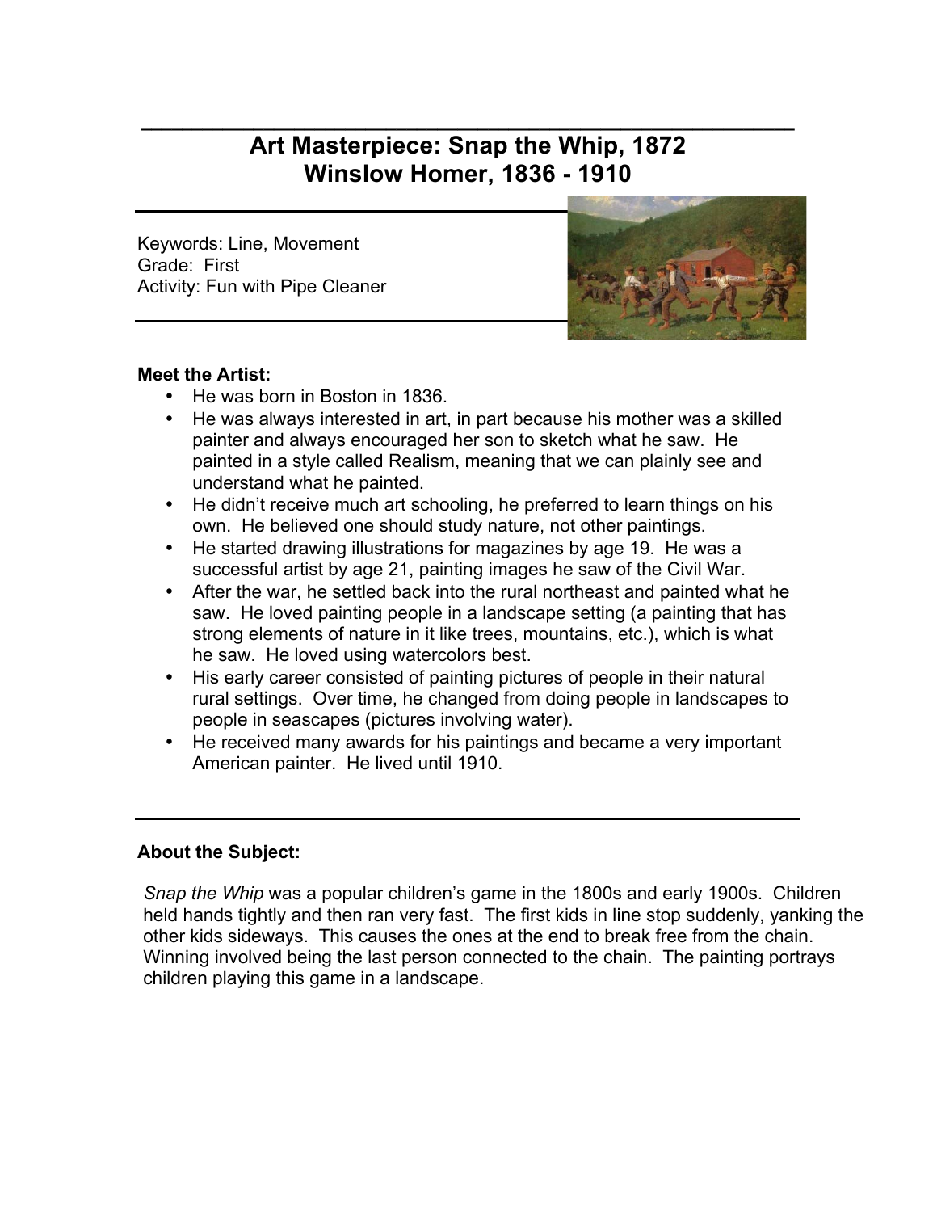# Art Masterpiece: Snap the Whip, 1872
# Winslow Homer, 1836 - 1910

Keywords: Line, Movement
Grade: First
Activity: Fun with Pipe Cleaner

**Meet the Artist:**

- He was born in Boston in 1836.
- He was always interested in art, in part because his mother was a skilled painter and always encouraged her son to sketch what he saw. He painted in a style called Realism, meaning that we can plainly see and understand what he painted.
- He didn't receive much art schooling, he preferred to learn things on his own. He believed one should study nature, not other paintings.
- He started drawing illustrations for magazines by age 19. He was a successful artist by age 21, painting images he saw of the Civil War.
- After the war, he settled back into the rural northeast and painted what he saw. He loved painting people in a landscape setting (a painting that has strong elements of nature in it like trees, mountains, etc.), which is what he saw. He loved using watercolors best.
- His early career consisted of painting pictures of people in their natural rural settings. Over time, he changed from doing people in landscapes to people in seascapes (pictures involving water).
- He received many awards for his paintings and became a very important American painter. He lived until 1910.

**About the Subject:**

*Snap the Whip* was a popular children's game in the 1800s and early 1900s. Children held hands tightly and then ran very fast. The first kids in line stop suddenly, yanking the other kids sideways. This causes the ones at the end to break free from the chain. Winning involved being the last person connected to the chain. The painting portrays children playing this game in a landscape.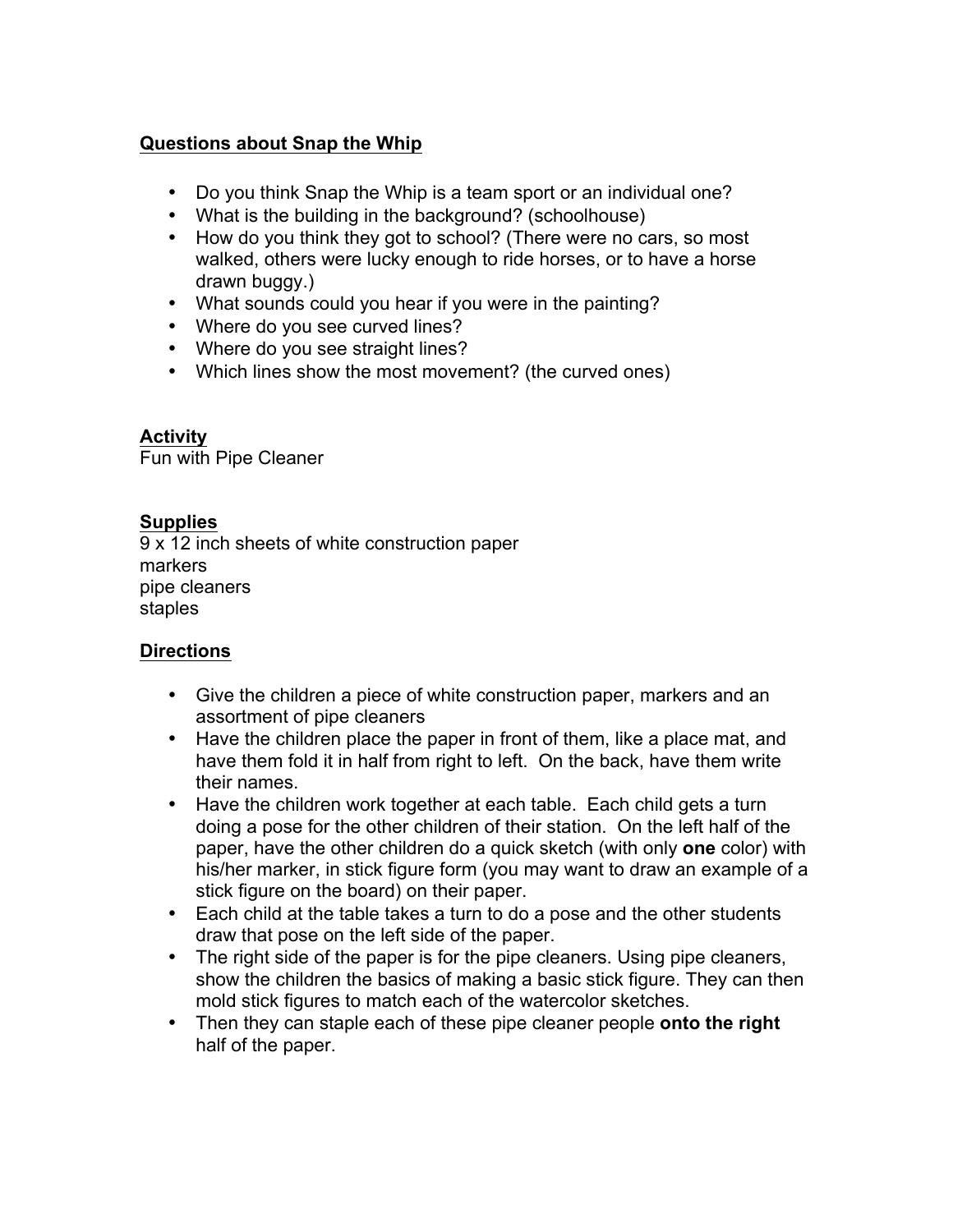**Questions about Snap the Whip**

- Do you think Snap the Whip is a team sport or an individual one?
- What is the building in the background? (schoolhouse)
- How do you think they got to school? (There were no cars, so most walked, others were lucky enough to ride horses, or to have a horse drawn buggy.)
- What sounds could you hear if you were in the painting?
- Where do you see curved lines?
- Where do you see straight lines?
- Which lines show the most movement? (the curved ones)

**Activity**

Fun with Pipe Cleaner

**Supplies**

9 x 12 inch sheets of white construction paper
markers
pipe cleaners
staples

**Directions**

- Give the children a piece of white construction paper, markers and an assortment of pipe cleaners
- Have the children place the paper in front of them, like a place mat, and have them fold it in half from right to left. On the back, have them write their names.
- Have the children work together at each table. Each child gets a turn doing a pose for the other children of their station. On the left half of the paper, have the other children do a quick sketch (with only **one** color) with his/her marker, in stick figure form (you may want to draw an example of a stick figure on the board) on their paper.
- Each child at the table takes a turn to do a pose and the other students draw that pose on the left side of the paper.
- The right side of the paper is for the pipe cleaners. Using pipe cleaners, show the children the basics of making a basic stick figure. They can then mold stick figures to match each of the watercolor sketches.
- Then they can staple each of these pipe cleaner people **onto the right** half of the paper.